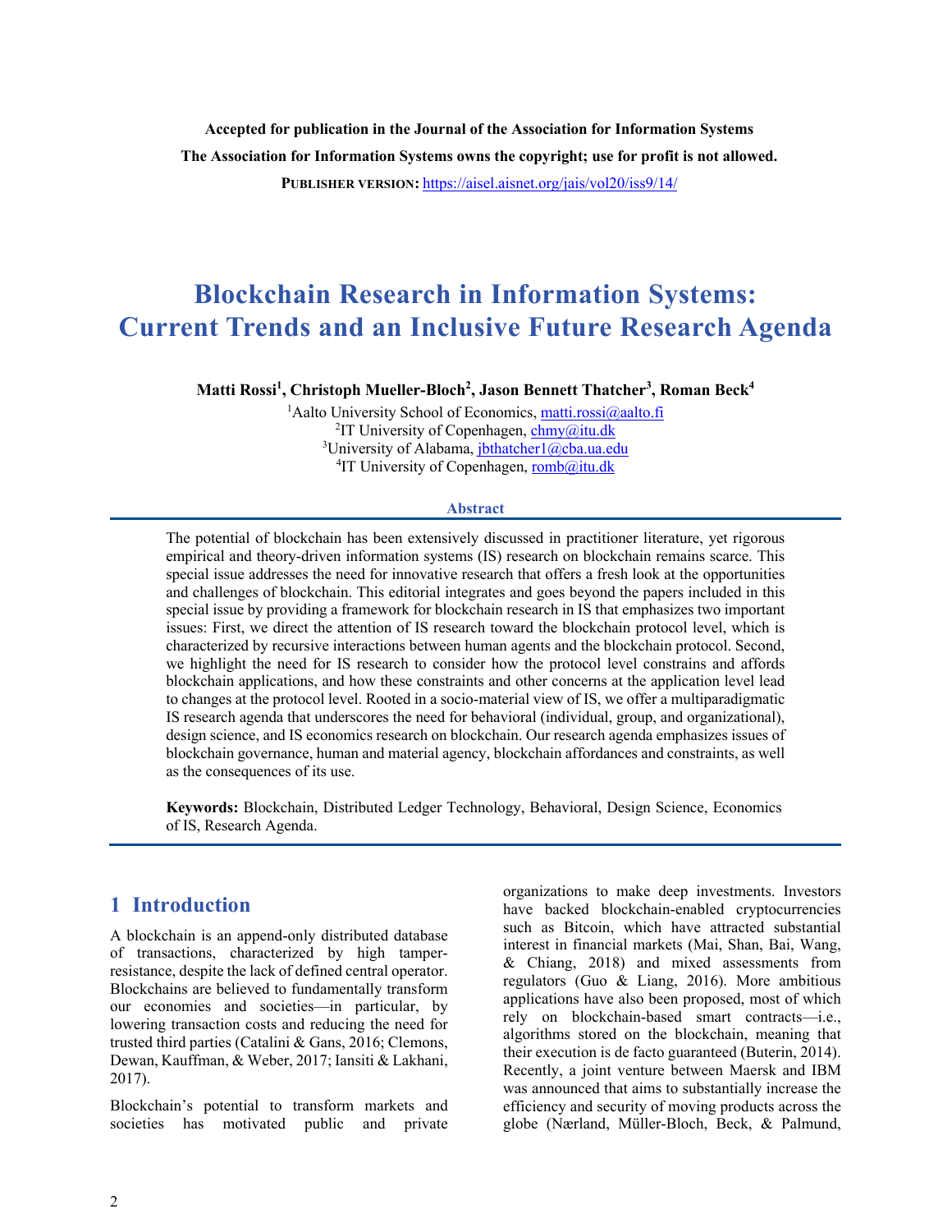**Accepted for publication in the Journal of the Association for Information Systems**

**The Association for Information Systems owns the copyright; use for profit is not allowed.**

**PUBLISHER VERSION:** https://aisel.aisnet.org/jais/vol20/iss9/14/

# Blockchain Research in Information Systems: Current Trends and an Inclusive Future Research Agenda

**Matti Rossi[1], Christoph Mueller-Bloch[2], Jason Bennett Thatcher[3], Roman Beck[4]**

[1]Aalto University School of Economics, matti.rossi@aalto.fi
[2]IT University of Copenhagen, chmy@itu.dk
[3]University of Alabama, jbthatcher1@cba.ua.edu
[4]IT University of Copenhagen, romb@itu.dk

### Abstract

The potential of blockchain has been extensively discussed in practitioner literature, yet rigorous empirical and theory-driven information systems (IS) research on blockchain remains scarce. This special issue addresses the need for innovative research that offers a fresh look at the opportunities and challenges of blockchain. This editorial integrates and goes beyond the papers included in this special issue by providing a framework for blockchain research in IS that emphasizes two important issues: First, we direct the attention of IS research toward the blockchain protocol level, which is characterized by recursive interactions between human agents and the blockchain protocol. Second, we highlight the need for IS research to consider how the protocol level constrains and affords blockchain applications, and how these constraints and other concerns at the application level lead to changes at the protocol level. Rooted in a socio-material view of IS, we offer a multiparadigmatic IS research agenda that underscores the need for behavioral (individual, group, and organizational), design science, and IS economics research on blockchain. Our research agenda emphasizes issues of blockchain governance, human and material agency, blockchain affordances and constraints, as well as the consequences of its use.

**Keywords:** Blockchain, Distributed Ledger Technology, Behavioral, Design Science, Economics of IS, Research Agenda.

## 1 Introduction

A blockchain is an append-only distributed database of transactions, characterized by high tamper-resistance, despite the lack of defined central operator. Blockchains are believed to fundamentally transform our economies and societies—in particular, by lowering transaction costs and reducing the need for trusted third parties (Catalini & Gans, 2016; Clemons, Dewan, Kauffman, & Weber, 2017; Iansiti & Lakhani, 2017).

Blockchain's potential to transform markets and societies has motivated public and private organizations to make deep investments. Investors have backed blockchain-enabled cryptocurrencies such as Bitcoin, which have attracted substantial interest in financial markets (Mai, Shan, Bai, Wang, & Chiang, 2018) and mixed assessments from regulators (Guo & Liang, 2016). More ambitious applications have also been proposed, most of which rely on blockchain-based smart contracts—i.e., algorithms stored on the blockchain, meaning that their execution is de facto guaranteed (Buterin, 2014). Recently, a joint venture between Maersk and IBM was announced that aims to substantially increase the efficiency and security of moving products across the globe (Nærland, Müller-Bloch, Beck, & Palmund,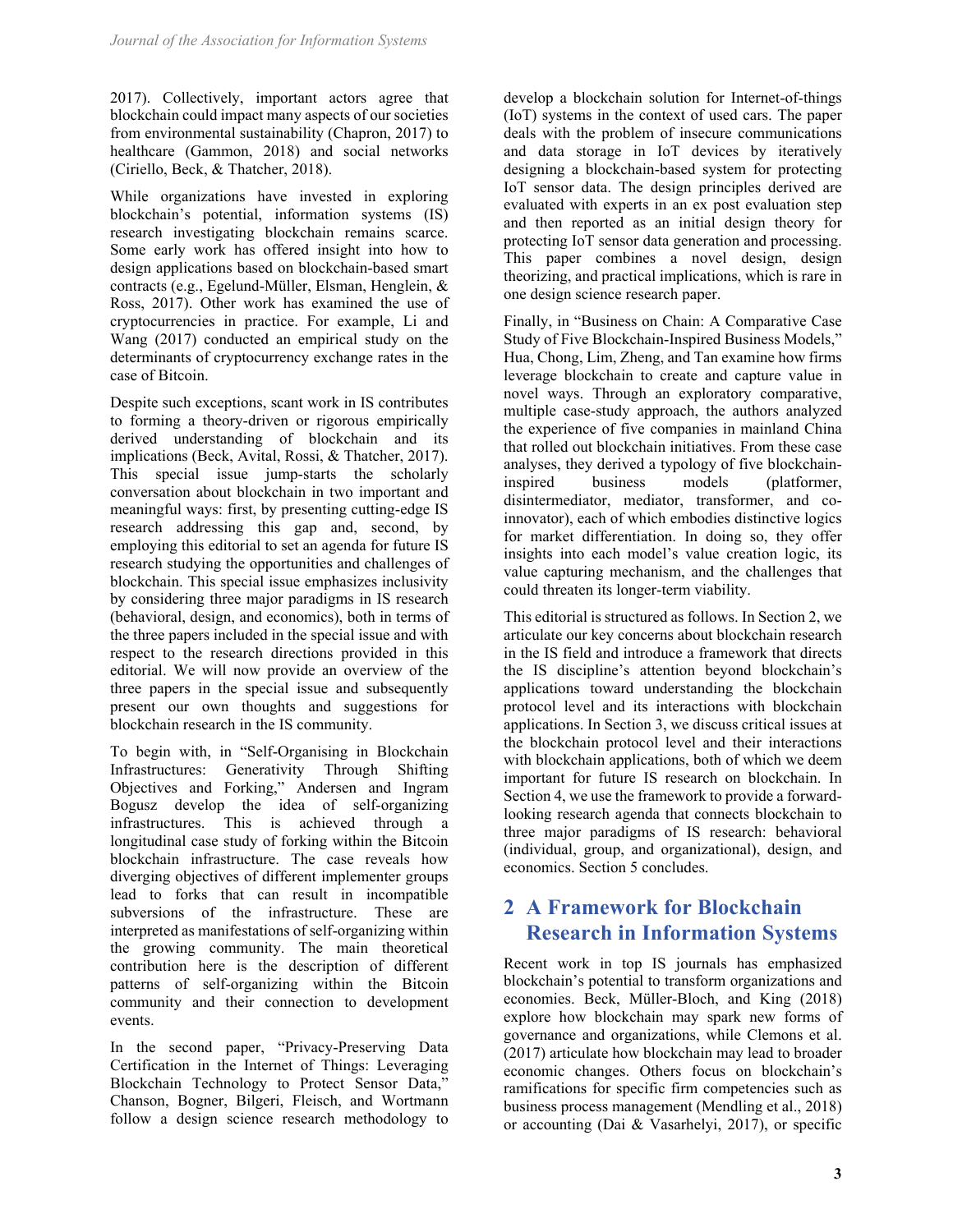2017). Collectively, important actors agree that blockchain could impact many aspects of our societies from environmental sustainability (Chapron, 2017) to healthcare (Gammon, 2018) and social networks (Ciriello, Beck, & Thatcher, 2018).

While organizations have invested in exploring blockchain's potential, information systems (IS) research investigating blockchain remains scarce. Some early work has offered insight into how to design applications based on blockchain-based smart contracts (e.g., Egelund-Müller, Elsman, Henglein, & Ross, 2017). Other work has examined the use of cryptocurrencies in practice. For example, Li and Wang (2017) conducted an empirical study on the determinants of cryptocurrency exchange rates in the case of Bitcoin.

Despite such exceptions, scant work in IS contributes to forming a theory-driven or rigorous empirically derived understanding of blockchain and its implications (Beck, Avital, Rossi, & Thatcher, 2017). This special issue jump-starts the scholarly conversation about blockchain in two important and meaningful ways: first, by presenting cutting-edge IS research addressing this gap and, second, by employing this editorial to set an agenda for future IS research studying the opportunities and challenges of blockchain. This special issue emphasizes inclusivity by considering three major paradigms in IS research (behavioral, design, and economics), both in terms of the three papers included in the special issue and with respect to the research directions provided in this editorial. We will now provide an overview of the three papers in the special issue and subsequently present our own thoughts and suggestions for blockchain research in the IS community.

To begin with, in "Self-Organising in Blockchain Infrastructures: Generativity Through Shifting Objectives and Forking," Andersen and Ingram Bogusz develop the idea of self-organizing infrastructures. This is achieved through a longitudinal case study of forking within the Bitcoin blockchain infrastructure. The case reveals how diverging objectives of different implementer groups lead to forks that can result in incompatible subversions of the infrastructure. These are interpreted as manifestations of self-organizing within the growing community. The main theoretical contribution here is the description of different patterns of self-organizing within the Bitcoin community and their connection to development events.

In the second paper, "Privacy-Preserving Data Certification in the Internet of Things: Leveraging Blockchain Technology to Protect Sensor Data," Chanson, Bogner, Bilgeri, Fleisch, and Wortmann follow a design science research methodology to develop a blockchain solution for Internet-of-things (IoT) systems in the context of used cars. The paper deals with the problem of insecure communications and data storage in IoT devices by iteratively designing a blockchain-based system for protecting IoT sensor data. The design principles derived are evaluated with experts in an ex post evaluation step and then reported as an initial design theory for protecting IoT sensor data generation and processing. This paper combines a novel design, design theorizing, and practical implications, which is rare in one design science research paper.

Finally, in "Business on Chain: A Comparative Case Study of Five Blockchain-Inspired Business Models," Hua, Chong, Lim, Zheng, and Tan examine how firms leverage blockchain to create and capture value in novel ways. Through an exploratory comparative, multiple case-study approach, the authors analyzed the experience of five companies in mainland China that rolled out blockchain initiatives. From these case analyses, they derived a typology of five blockchain-inspired business models (platformer, disintermediator, mediator, transformer, and co-innovator), each of which embodies distinctive logics for market differentiation. In doing so, they offer insights into each model's value creation logic, its value capturing mechanism, and the challenges that could threaten its longer-term viability.

This editorial is structured as follows. In Section 2, we articulate our key concerns about blockchain research in the IS field and introduce a framework that directs the IS discipline's attention beyond blockchain's applications toward understanding the blockchain protocol level and its interactions with blockchain applications. In Section 3, we discuss critical issues at the blockchain protocol level and their interactions with blockchain applications, both of which we deem important for future IS research on blockchain. In Section 4, we use the framework to provide a forward-looking research agenda that connects blockchain to three major paradigms of IS research: behavioral (individual, group, and organizational), design, and economics. Section 5 concludes.

## 2 A Framework for Blockchain Research in Information Systems

Recent work in top IS journals has emphasized blockchain's potential to transform organizations and economies. Beck, Müller-Bloch, and King (2018) explore how blockchain may spark new forms of governance and organizations, while Clemons et al. (2017) articulate how blockchain may lead to broader economic changes. Others focus on blockchain's ramifications for specific firm competencies such as business process management (Mendling et al., 2018) or accounting (Dai & Vasarhelyi, 2017), or specific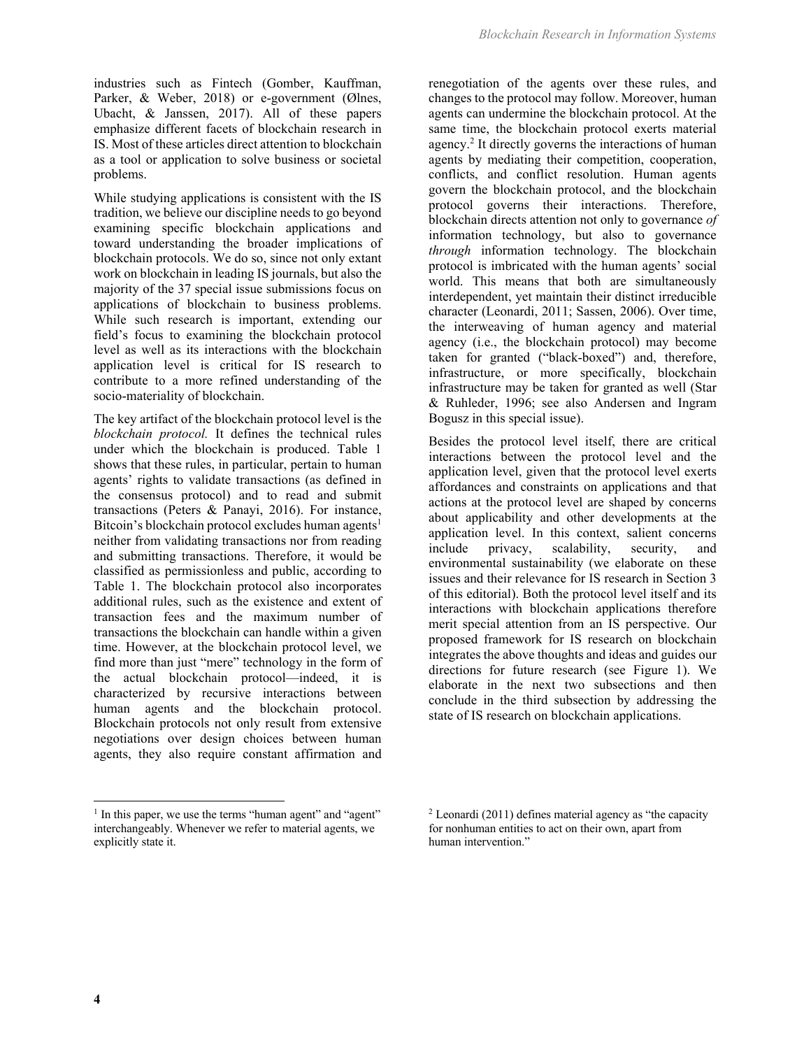industries such as Fintech (Gomber, Kauffman, Parker, & Weber, 2018) or e-government (Ølnes, Ubacht, & Janssen, 2017). All of these papers emphasize different facets of blockchain research in IS. Most of these articles direct attention to blockchain as a tool or application to solve business or societal problems.

While studying applications is consistent with the IS tradition, we believe our discipline needs to go beyond examining specific blockchain applications and toward understanding the broader implications of blockchain protocols. We do so, since not only extant work on blockchain in leading IS journals, but also the majority of the 37 special issue submissions focus on applications of blockchain to business problems. While such research is important, extending our field's focus to examining the blockchain protocol level as well as its interactions with the blockchain application level is critical for IS research to contribute to a more refined understanding of the socio-materiality of blockchain.

The key artifact of the blockchain protocol level is the *blockchain protocol.* It defines the technical rules under which the blockchain is produced. Table 1 shows that these rules, in particular, pertain to human agents' rights to validate transactions (as defined in the consensus protocol) and to read and submit transactions (Peters & Panayi, 2016). For instance, Bitcoin's blockchain protocol excludes human agents[1] neither from validating transactions nor from reading and submitting transactions. Therefore, it would be classified as permissionless and public, according to Table 1. The blockchain protocol also incorporates additional rules, such as the existence and extent of transaction fees and the maximum number of transactions the blockchain can handle within a given time. However, at the blockchain protocol level, we find more than just "mere" technology in the form of the actual blockchain protocol—indeed, it is characterized by recursive interactions between human agents and the blockchain protocol. Blockchain protocols not only result from extensive negotiations over design choices between human agents, they also require constant affirmation and renegotiation of the agents over these rules, and changes to the protocol may follow. Moreover, human agents can undermine the blockchain protocol. At the same time, the blockchain protocol exerts material agency.[2] It directly governs the interactions of human agents by mediating their competition, cooperation, conflicts, and conflict resolution. Human agents govern the blockchain protocol, and the blockchain protocol governs their interactions. Therefore, blockchain directs attention not only to governance *of* information technology, but also to governance *through* information technology. The blockchain protocol is imbricated with the human agents' social world. This means that both are simultaneously interdependent, yet maintain their distinct irreducible character (Leonardi, 2011; Sassen, 2006). Over time, the interweaving of human agency and material agency (i.e., the blockchain protocol) may become taken for granted ("black-boxed") and, therefore, infrastructure, or more specifically, blockchain infrastructure may be taken for granted as well (Star & Ruhleder, 1996; see also Andersen and Ingram Bogusz in this special issue).

Besides the protocol level itself, there are critical interactions between the protocol level and the application level, given that the protocol level exerts affordances and constraints on applications and that actions at the protocol level are shaped by concerns about applicability and other developments at the application level. In this context, salient concerns include privacy, scalability, security, and environmental sustainability (we elaborate on these issues and their relevance for IS research in Section 3 of this editorial). Both the protocol level itself and its interactions with blockchain applications therefore merit special attention from an IS perspective. Our proposed framework for IS research on blockchain integrates the above thoughts and ideas and guides our directions for future research (see Figure 1). We elaborate in the next two subsections and then conclude in the third subsection by addressing the state of IS research on blockchain applications.

---

[1] In this paper, we use the terms "human agent" and "agent" interchangeably. Whenever we refer to material agents, we explicitly state it.

[2] Leonardi (2011) defines material agency as "the capacity for nonhuman entities to act on their own, apart from human intervention."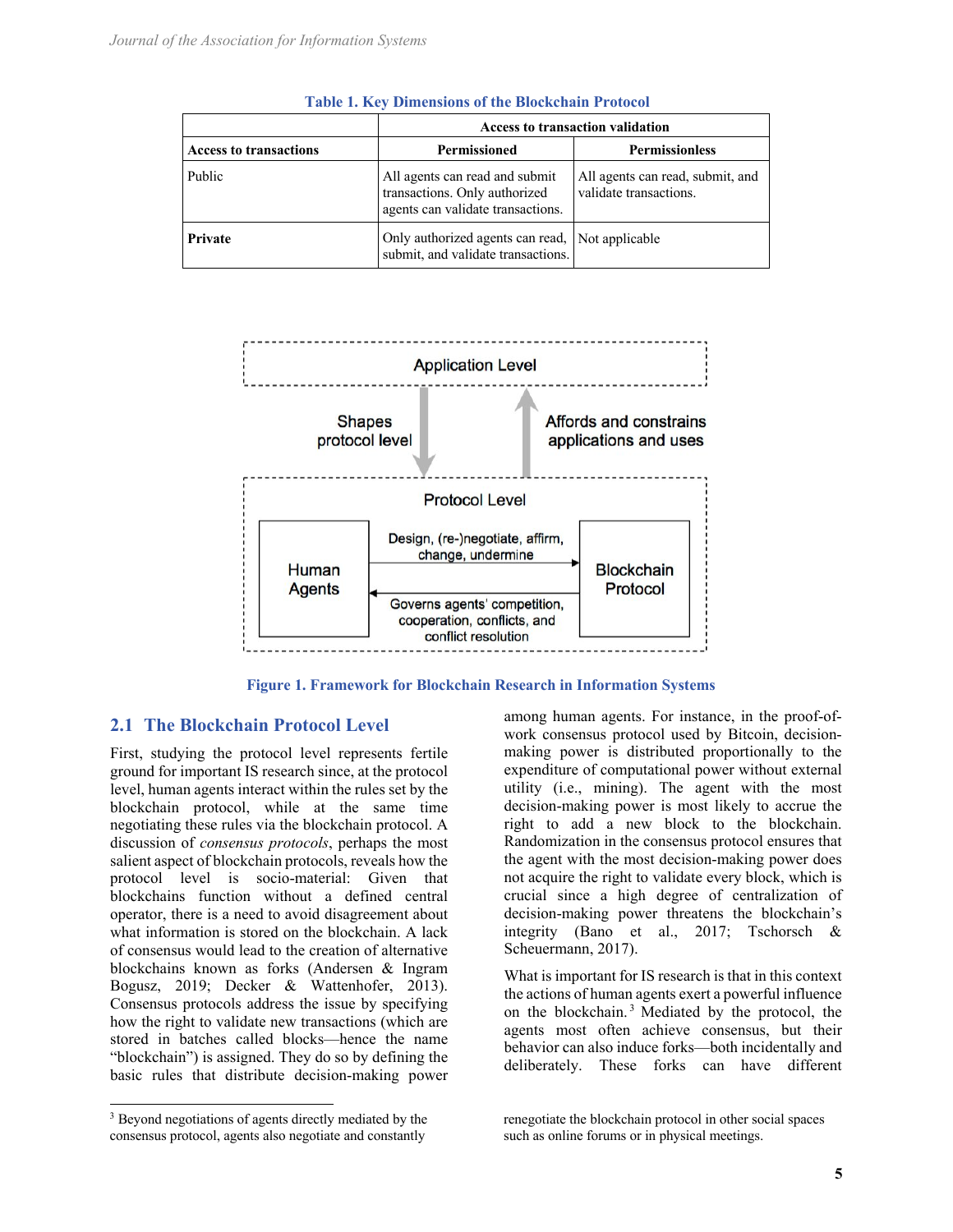**Table 1. Key Dimensions of the Blockchain Protocol**

| | Access to transaction validation | |
|---|---|---|
| **Access to transactions** | **Permissioned** | **Permissionless** |
| Public | All agents can read and submit transactions. Only authorized agents can validate transactions. | All agents can read, submit, and validate transactions. |
| **Private** | Only authorized agents can read, submit, and validate transactions. | Not applicable |

**Figure 1. Framework for Blockchain Research in Information Systems**

## 2.1 The Blockchain Protocol Level

First, studying the protocol level represents fertile ground for important IS research since, at the protocol level, human agents interact within the rules set by the blockchain protocol, while at the same time negotiating these rules via the blockchain protocol. A discussion of *consensus protocols*, perhaps the most salient aspect of blockchain protocols, reveals how the protocol level is socio-material: Given that blockchains function without a defined central operator, there is a need to avoid disagreement about what information is stored on the blockchain. A lack of consensus would lead to the creation of alternative blockchains known as forks (Andersen & Ingram Bogusz, 2019; Decker & Wattenhofer, 2013). Consensus protocols address the issue by specifying how the right to validate new transactions (which are stored in batches called blocks—hence the name "blockchain") is assigned. They do so by defining the basic rules that distribute decision-making power among human agents. For instance, in the proof-of-work consensus protocol used by Bitcoin, decision-making power is distributed proportionally to the expenditure of computational power without external utility (i.e., mining). The agent with the most decision-making power is most likely to accrue the right to add a new block to the blockchain. Randomization in the consensus protocol ensures that the agent with the most decision-making power does not acquire the right to validate every block, which is crucial since a high degree of centralization of decision-making power threatens the blockchain's integrity (Bano et al., 2017; Tschorsch & Scheuermann, 2017).

What is important for IS research is that in this context the actions of human agents exert a powerful influence on the blockchain.[3] Mediated by the protocol, the agents most often achieve consensus, but their behavior can also induce forks—both incidentally and deliberately. These forks can have different

[3] Beyond negotiations of agents directly mediated by the consensus protocol, agents also negotiate and constantly renegotiate the blockchain protocol in other social spaces such as online forums or in physical meetings.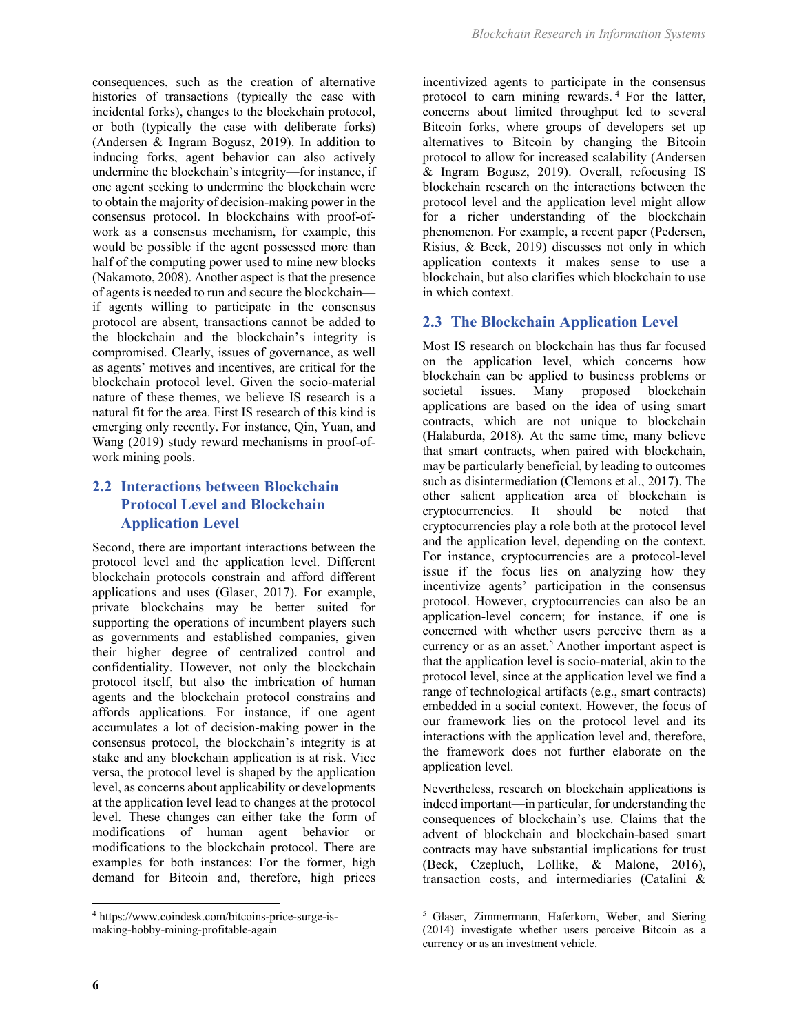consequences, such as the creation of alternative histories of transactions (typically the case with incidental forks), changes to the blockchain protocol, or both (typically the case with deliberate forks) (Andersen & Ingram Bogusz, 2019). In addition to inducing forks, agent behavior can also actively undermine the blockchain's integrity—for instance, if one agent seeking to undermine the blockchain were to obtain the majority of decision-making power in the consensus protocol. In blockchains with proof-of-work as a consensus mechanism, for example, this would be possible if the agent possessed more than half of the computing power used to mine new blocks (Nakamoto, 2008). Another aspect is that the presence of agents is needed to run and secure the blockchain—if agents willing to participate in the consensus protocol are absent, transactions cannot be added to the blockchain and the blockchain's integrity is compromised. Clearly, issues of governance, as well as agents' motives and incentives, are critical for the blockchain protocol level. Given the socio-material nature of these themes, we believe IS research is a natural fit for the area. First IS research of this kind is emerging only recently. For instance, Qin, Yuan, and Wang (2019) study reward mechanisms in proof-of-work mining pools.

## 2.2 Interactions between Blockchain Protocol Level and Blockchain Application Level

Second, there are important interactions between the protocol level and the application level. Different blockchain protocols constrain and afford different applications and uses (Glaser, 2017). For example, private blockchains may be better suited for supporting the operations of incumbent players such as governments and established companies, given their higher degree of centralized control and confidentiality. However, not only the blockchain protocol itself, but also the imbrication of human agents and the blockchain protocol constrains and affords applications. For instance, if one agent accumulates a lot of decision-making power in the consensus protocol, the blockchain's integrity is at stake and any blockchain application is at risk. Vice versa, the protocol level is shaped by the application level, as concerns about applicability or developments at the application level lead to changes at the protocol level. These changes can either take the form of modifications of human agent behavior or modifications to the blockchain protocol. There are examples for both instances: For the former, high demand for Bitcoin and, therefore, high prices incentivized agents to participate in the consensus protocol to earn mining rewards.[4] For the latter, concerns about limited throughput led to several Bitcoin forks, where groups of developers set up alternatives to Bitcoin by changing the Bitcoin protocol to allow for increased scalability (Andersen & Ingram Bogusz, 2019). Overall, refocusing IS blockchain research on the interactions between the protocol level and the application level might allow for a richer understanding of the blockchain phenomenon. For example, a recent paper (Pedersen, Risius, & Beck, 2019) discusses not only in which application contexts it makes sense to use a blockchain, but also clarifies which blockchain to use in which context.

## 2.3 The Blockchain Application Level

Most IS research on blockchain has thus far focused on the application level, which concerns how blockchain can be applied to business problems or societal issues. Many proposed blockchain applications are based on the idea of using smart contracts, which are not unique to blockchain (Halaburda, 2018). At the same time, many believe that smart contracts, when paired with blockchain, may be particularly beneficial, by leading to outcomes such as disintermediation (Clemons et al., 2017). The other salient application area of blockchain is cryptocurrencies. It should be noted that cryptocurrencies play a role both at the protocol level and the application level, depending on the context. For instance, cryptocurrencies are a protocol-level issue if the focus lies on analyzing how they incentivize agents' participation in the consensus protocol. However, cryptocurrencies can also be an application-level concern; for instance, if one is concerned with whether users perceive them as a currency or as an asset.[5] Another important aspect is that the application level is socio-material, akin to the protocol level, since at the application level we find a range of technological artifacts (e.g., smart contracts) embedded in a social context. However, the focus of our framework lies on the protocol level and its interactions with the application level and, therefore, the framework does not further elaborate on the application level.

Nevertheless, research on blockchain applications is indeed important—in particular, for understanding the consequences of blockchain's use. Claims that the advent of blockchain and blockchain-based smart contracts may have substantial implications for trust (Beck, Czepluch, Lollike, & Malone, 2016), transaction costs, and intermediaries (Catalini &

---

[4] https://www.coindesk.com/bitcoins-price-surge-is-making-hobby-mining-profitable-again

[5] Glaser, Zimmermann, Haferkorn, Weber, and Siering (2014) investigate whether users perceive Bitcoin as a currency or as an investment vehicle.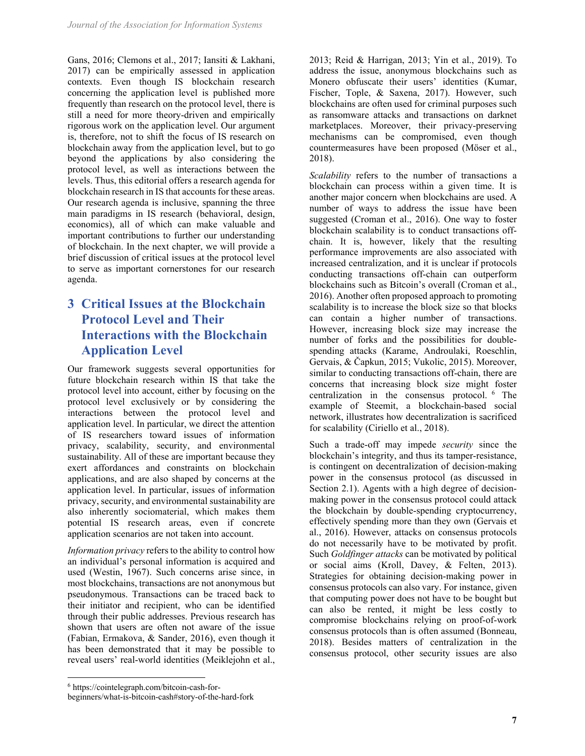Gans, 2016; Clemons et al., 2017; Iansiti & Lakhani, 2017) can be empirically assessed in application contexts. Even though IS blockchain research concerning the application level is published more frequently than research on the protocol level, there is still a need for more theory-driven and empirically rigorous work on the application level. Our argument is, therefore, not to shift the focus of IS research on blockchain away from the application level, but to go beyond the applications by also considering the protocol level, as well as interactions between the levels. Thus, this editorial offers a research agenda for blockchain research in IS that accounts for these areas. Our research agenda is inclusive, spanning the three main paradigms in IS research (behavioral, design, economics), all of which can make valuable and important contributions to further our understanding of blockchain. In the next chapter, we will provide a brief discussion of critical issues at the protocol level to serve as important cornerstones for our research agenda.

## 3 Critical Issues at the Blockchain Protocol Level and Their Interactions with the Blockchain Application Level

Our framework suggests several opportunities for future blockchain research within IS that take the protocol level into account, either by focusing on the protocol level exclusively or by considering the interactions between the protocol level and application level. In particular, we direct the attention of IS researchers toward issues of information privacy, scalability, security, and environmental sustainability. All of these are important because they exert affordances and constraints on blockchain applications, and are also shaped by concerns at the application level. In particular, issues of information privacy, security, and environmental sustainability are also inherently sociomaterial, which makes them potential IS research areas, even if concrete application scenarios are not taken into account.

*Information privacy* refers to the ability to control how an individual's personal information is acquired and used (Westin, 1967). Such concerns arise since, in most blockchains, transactions are not anonymous but pseudonymous. Transactions can be traced back to their initiator and recipient, who can be identified through their public addresses. Previous research has shown that users are often not aware of the issue (Fabian, Ermakova, & Sander, 2016), even though it has been demonstrated that it may be possible to reveal users' real-world identities (Meiklejohn et al., 2013; Reid & Harrigan, 2013; Yin et al., 2019). To address the issue, anonymous blockchains such as Monero obfuscate their users' identities (Kumar, Fischer, Tople, & Saxena, 2017). However, such blockchains are often used for criminal purposes such as ransomware attacks and transactions on darknet marketplaces. Moreover, their privacy-preserving mechanisms can be compromised, even though countermeasures have been proposed (Möser et al., 2018).

*Scalability* refers to the number of transactions a blockchain can process within a given time. It is another major concern when blockchains are used. A number of ways to address the issue have been suggested (Croman et al., 2016). One way to foster blockchain scalability is to conduct transactions off-chain. It is, however, likely that the resulting performance improvements are also associated with increased centralization, and it is unclear if protocols conducting transactions off-chain can outperform blockchains such as Bitcoin's overall (Croman et al., 2016). Another often proposed approach to promoting scalability is to increase the block size so that blocks can contain a higher number of transactions. However, increasing block size may increase the number of forks and the possibilities for double-spending attacks (Karame, Androulaki, Roeschlin, Gervais, & Čapkun, 2015; Vukolic, 2015). Moreover, similar to conducting transactions off-chain, there are concerns that increasing block size might foster centralization in the consensus protocol.[6] The example of Steemit, a blockchain-based social network, illustrates how decentralization is sacrificed for scalability (Ciriello et al., 2018).

Such a trade-off may impede *security* since the blockchain's integrity, and thus its tamper-resistance, is contingent on decentralization of decision-making power in the consensus protocol (as discussed in Section 2.1). Agents with a high degree of decision-making power in the consensus protocol could attack the blockchain by double-spending cryptocurrency, effectively spending more than they own (Gervais et al., 2016). However, attacks on consensus protocols do not necessarily have to be motivated by profit. Such *Goldfinger attacks* can be motivated by political or social aims (Kroll, Davey, & Felten, 2013). Strategies for obtaining decision-making power in consensus protocols can also vary. For instance, given that computing power does not have to be bought but can also be rented, it might be less costly to compromise blockchains relying on proof-of-work consensus protocols than is often assumed (Bonneau, 2018). Besides matters of centralization in the consensus protocol, other security issues are also

[6] https://cointelegraph.com/bitcoin-cash-for-beginners/what-is-bitcoin-cash#story-of-the-hard-fork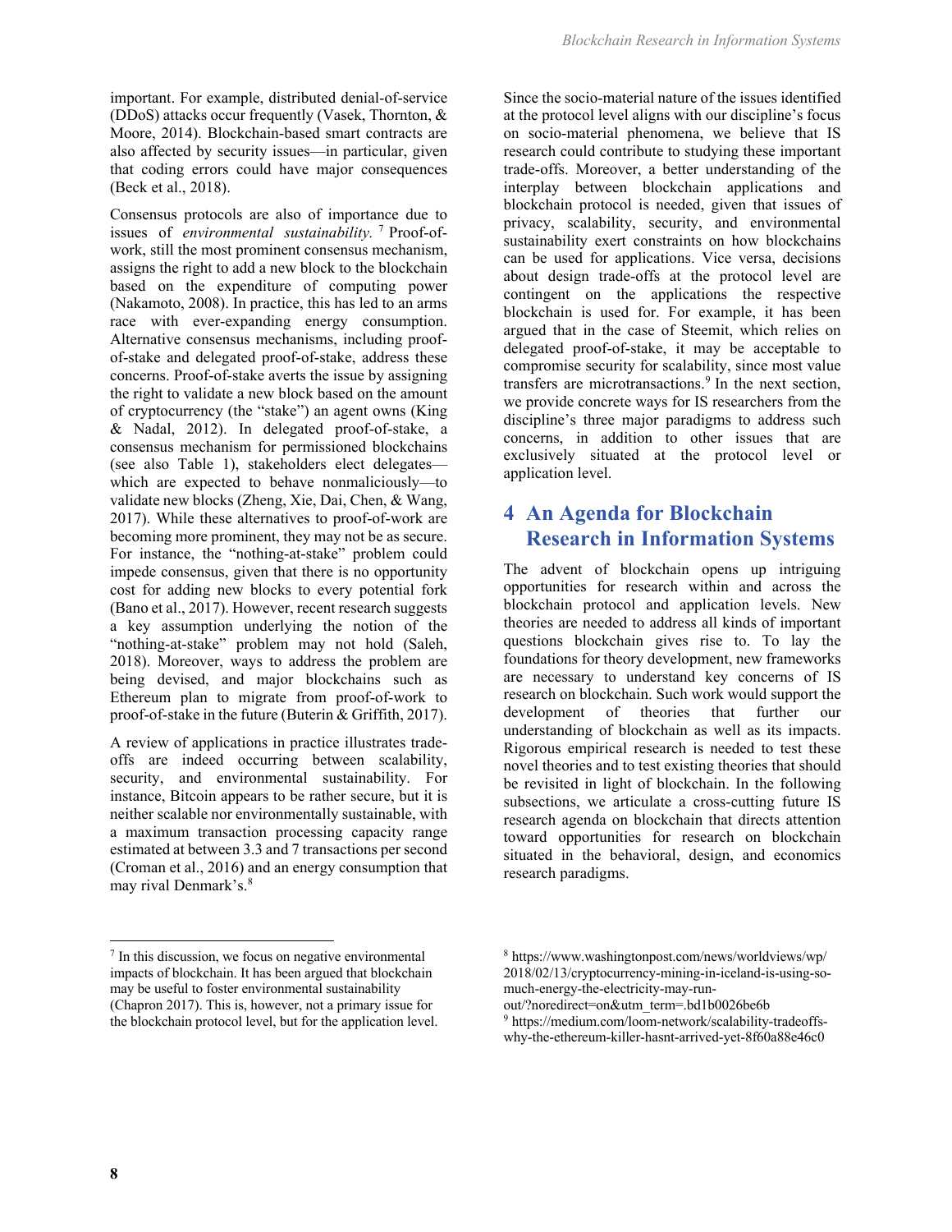important. For example, distributed denial-of-service (DDoS) attacks occur frequently (Vasek, Thornton, & Moore, 2014). Blockchain-based smart contracts are also affected by security issues—in particular, given that coding errors could have major consequences (Beck et al., 2018).

Consensus protocols are also of importance due to issues of *environmental sustainability.* [7] Proof-of-work, still the most prominent consensus mechanism, assigns the right to add a new block to the blockchain based on the expenditure of computing power (Nakamoto, 2008). In practice, this has led to an arms race with ever-expanding energy consumption. Alternative consensus mechanisms, including proof-of-stake and delegated proof-of-stake, address these concerns. Proof-of-stake averts the issue by assigning the right to validate a new block based on the amount of cryptocurrency (the "stake") an agent owns (King & Nadal, 2012). In delegated proof-of-stake, a consensus mechanism for permissioned blockchains (see also Table 1), stakeholders elect delegates—which are expected to behave nonmaliciously—to validate new blocks (Zheng, Xie, Dai, Chen, & Wang, 2017). While these alternatives to proof-of-work are becoming more prominent, they may not be as secure. For instance, the "nothing-at-stake" problem could impede consensus, given that there is no opportunity cost for adding new blocks to every potential fork (Bano et al., 2017). However, recent research suggests a key assumption underlying the notion of the "nothing-at-stake" problem may not hold (Saleh, 2018). Moreover, ways to address the problem are being devised, and major blockchains such as Ethereum plan to migrate from proof-of-work to proof-of-stake in the future (Buterin & Griffith, 2017).

A review of applications in practice illustrates trade-offs are indeed occurring between scalability, security, and environmental sustainability. For instance, Bitcoin appears to be rather secure, but it is neither scalable nor environmentally sustainable, with a maximum transaction processing capacity range estimated at between 3.3 and 7 transactions per second (Croman et al., 2016) and an energy consumption that may rival Denmark's.[8]

Since the socio-material nature of the issues identified at the protocol level aligns with our discipline's focus on socio-material phenomena, we believe that IS research could contribute to studying these important trade-offs. Moreover, a better understanding of the interplay between blockchain applications and blockchain protocol is needed, given that issues of privacy, scalability, security, and environmental sustainability exert constraints on how blockchains can be used for applications. Vice versa, decisions about design trade-offs at the protocol level are contingent on the applications the respective blockchain is used for. For example, it has been argued that in the case of Steemit, which relies on delegated proof-of-stake, it may be acceptable to compromise security for scalability, since most value transfers are microtransactions.[9] In the next section, we provide concrete ways for IS researchers from the discipline's three major paradigms to address such concerns, in addition to other issues that are exclusively situated at the protocol level or application level.

## 4 An Agenda for Blockchain Research in Information Systems

The advent of blockchain opens up intriguing opportunities for research within and across the blockchain protocol and application levels. New theories are needed to address all kinds of important questions blockchain gives rise to. To lay the foundations for theory development, new frameworks are necessary to understand key concerns of IS research on blockchain. Such work would support the development of theories that further our understanding of blockchain as well as its impacts. Rigorous empirical research is needed to test these novel theories and to test existing theories that should be revisited in light of blockchain. In the following subsections, we articulate a cross-cutting future IS research agenda on blockchain that directs attention toward opportunities for research on blockchain situated in the behavioral, design, and economics research paradigms.

---

[7] In this discussion, we focus on negative environmental impacts of blockchain. It has been argued that blockchain may be useful to foster environmental sustainability (Chapron 2017). This is, however, not a primary issue for the blockchain protocol level, but for the application level.

[8] https://www.washingtonpost.com/news/worldviews/wp/2018/02/13/cryptocurrency-mining-in-iceland-is-using-so-much-energy-the-electricity-may-run-out/?noredirect=on&utm_term=.bd1b0026be6b

[9] https://medium.com/loom-network/scalability-tradeoffs-why-the-ethereum-killer-hasnt-arrived-yet-8f60a88e46c0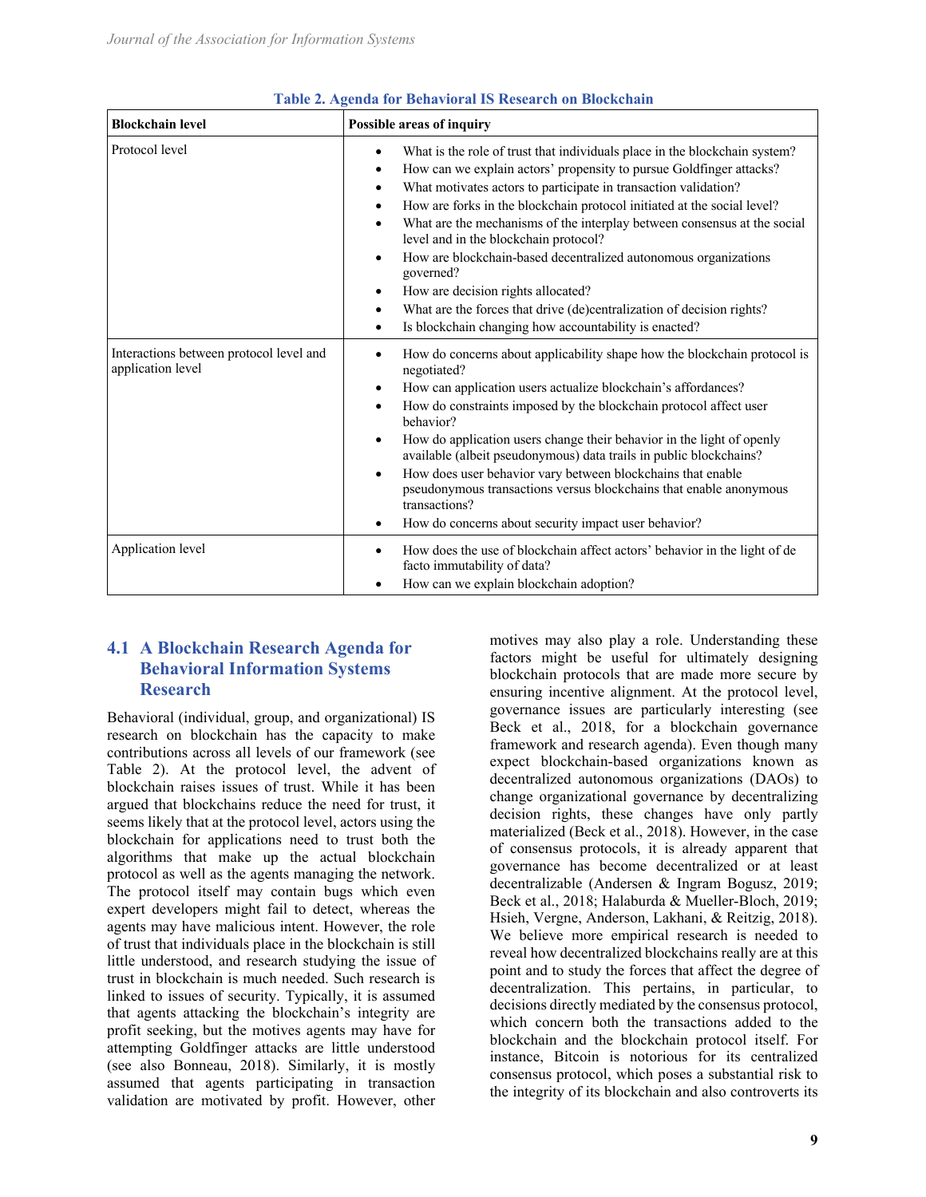**Table 2. Agenda for Behavioral IS Research on Blockchain**

| Blockchain level | Possible areas of inquiry |
|---|---|
| Protocol level | • What is the role of trust that individuals place in the blockchain system?<br>• How can we explain actors' propensity to pursue Goldfinger attacks?<br>• What motivates actors to participate in transaction validation?<br>• How are forks in the blockchain protocol initiated at the social level?<br>• What are the mechanisms of the interplay between consensus at the social level and in the blockchain protocol?<br>• How are blockchain-based decentralized autonomous organizations governed?<br>• How are decision rights allocated?<br>• What are the forces that drive (de)centralization of decision rights?<br>• Is blockchain changing how accountability is enacted? |
| Interactions between protocol level and application level | • How do concerns about applicability shape how the blockchain protocol is negotiated?<br>• How can application users actualize blockchain's affordances?<br>• How do constraints imposed by the blockchain protocol affect user behavior?<br>• How do application users change their behavior in the light of openly available (albeit pseudonymous) data trails in public blockchains?<br>• How does user behavior vary between blockchains that enable pseudonymous transactions versus blockchains that enable anonymous transactions?<br>• How do concerns about security impact user behavior? |
| Application level | • How does the use of blockchain affect actors' behavior in the light of de facto immutability of data?<br>• How can we explain blockchain adoption? |

## 4.1 A Blockchain Research Agenda for Behavioral Information Systems Research

Behavioral (individual, group, and organizational) IS research on blockchain has the capacity to make contributions across all levels of our framework (see Table 2). At the protocol level, the advent of blockchain raises issues of trust. While it has been argued that blockchains reduce the need for trust, it seems likely that at the protocol level, actors using the blockchain for applications need to trust both the algorithms that make up the actual blockchain protocol as well as the agents managing the network. The protocol itself may contain bugs which even expert developers might fail to detect, whereas the agents may have malicious intent. However, the role of trust that individuals place in the blockchain is still little understood, and research studying the issue of trust in blockchain is much needed. Such research is linked to issues of security. Typically, it is assumed that agents attacking the blockchain's integrity are profit seeking, but the motives agents may have for attempting Goldfinger attacks are little understood (see also Bonneau, 2018). Similarly, it is mostly assumed that agents participating in transaction validation are motivated by profit. However, other motives may also play a role. Understanding these factors might be useful for ultimately designing blockchain protocols that are made more secure by ensuring incentive alignment. At the protocol level, governance issues are particularly interesting (see Beck et al., 2018, for a blockchain governance framework and research agenda). Even though many expect blockchain-based organizations known as decentralized autonomous organizations (DAOs) to change organizational governance by decentralizing decision rights, these changes have only partly materialized (Beck et al., 2018). However, in the case of consensus protocols, it is already apparent that governance has become decentralized or at least decentralizable (Andersen & Ingram Bogusz, 2019; Beck et al., 2018; Halaburda & Mueller-Bloch, 2019; Hsieh, Vergne, Anderson, Lakhani, & Reitzig, 2018). We believe more empirical research is needed to reveal how decentralized blockchains really are at this point and to study the forces that affect the degree of decentralization. This pertains, in particular, to decisions directly mediated by the consensus protocol, which concern both the transactions added to the blockchain and the blockchain protocol itself. For instance, Bitcoin is notorious for its centralized consensus protocol, which poses a substantial risk to the integrity of its blockchain and also controverts its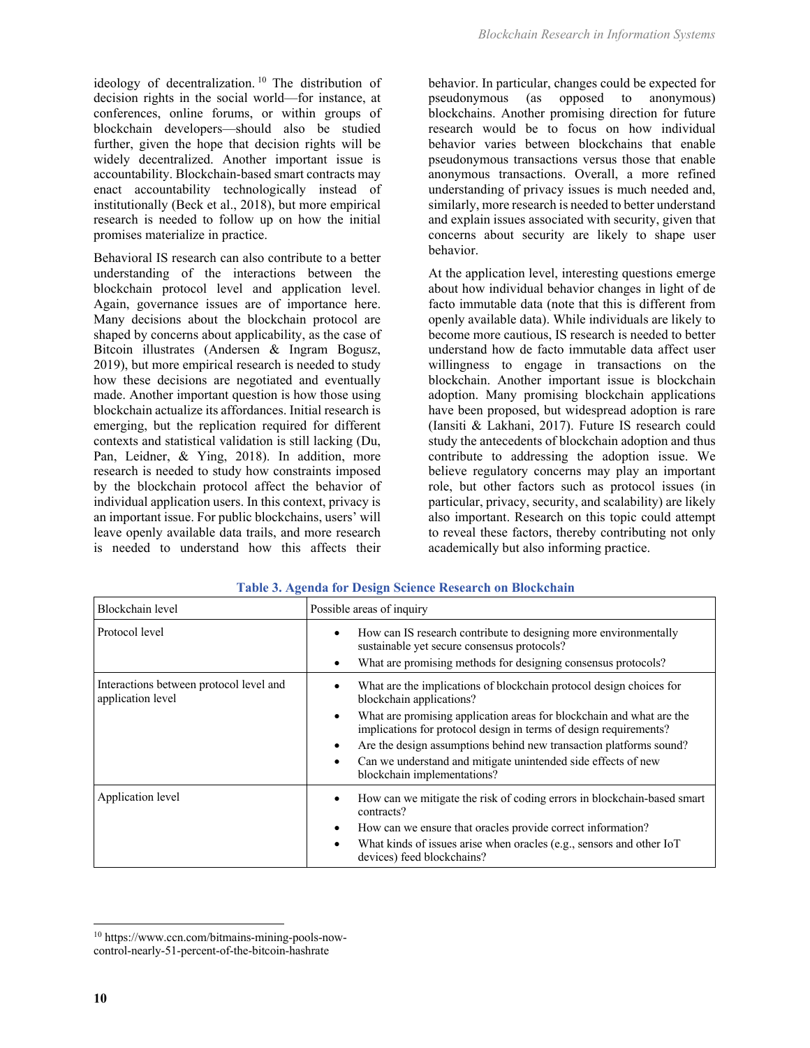ideology of decentralization.[10] The distribution of decision rights in the social world—for instance, at conferences, online forums, or within groups of blockchain developers—should also be studied further, given the hope that decision rights will be widely decentralized. Another important issue is accountability. Blockchain-based smart contracts may enact accountability technologically instead of institutionally (Beck et al., 2018), but more empirical research is needed to follow up on how the initial promises materialize in practice.

Behavioral IS research can also contribute to a better understanding of the interactions between the blockchain protocol level and application level. Again, governance issues are of importance here. Many decisions about the blockchain protocol are shaped by concerns about applicability, as the case of Bitcoin illustrates (Andersen & Ingram Bogusz, 2019), but more empirical research is needed to study how these decisions are negotiated and eventually made. Another important question is how those using blockchain actualize its affordances. Initial research is emerging, but the replication required for different contexts and statistical validation is still lacking (Du, Pan, Leidner, & Ying, 2018). In addition, more research is needed to study how constraints imposed by the blockchain protocol affect the behavior of individual application users. In this context, privacy is an important issue. For public blockchains, users' will leave openly available data trails, and more research is needed to understand how this affects their behavior. In particular, changes could be expected for pseudonymous (as opposed to anonymous) blockchains. Another promising direction for future research would be to focus on how individual behavior varies between blockchains that enable pseudonymous transactions versus those that enable anonymous transactions. Overall, a more refined understanding of privacy issues is much needed and, similarly, more research is needed to better understand and explain issues associated with security, given that concerns about security are likely to shape user behavior.

At the application level, interesting questions emerge about how individual behavior changes in light of de facto immutable data (note that this is different from openly available data). While individuals are likely to become more cautious, IS research is needed to better understand how de facto immutable data affect user willingness to engage in transactions on the blockchain. Another important issue is blockchain adoption. Many promising blockchain applications have been proposed, but widespread adoption is rare (Iansiti & Lakhani, 2017). Future IS research could study the antecedents of blockchain adoption and thus contribute to addressing the adoption issue. We believe regulatory concerns may play an important role, but other factors such as protocol issues (in particular, privacy, security, and scalability) are likely also important. Research on this topic could attempt to reveal these factors, thereby contributing not only academically but also informing practice.

**Table 3. Agenda for Design Science Research on Blockchain**

| Blockchain level | Possible areas of inquiry |
|---|---|
| Protocol level | • How can IS research contribute to designing more environmentally sustainable yet secure consensus protocols?<br>• What are promising methods for designing consensus protocols? |
| Interactions between protocol level and application level | • What are the implications of blockchain protocol design choices for blockchain applications?<br>• What are promising application areas for blockchain and what are the implications for protocol design in terms of design requirements?<br>• Are the design assumptions behind new transaction platforms sound?<br>• Can we understand and mitigate unintended side effects of new blockchain implementations? |
| Application level | • How can we mitigate the risk of coding errors in blockchain-based smart contracts?<br>• How can we ensure that oracles provide correct information?<br>• What kinds of issues arise when oracles (e.g., sensors and other IoT devices) feed blockchains? |

[10] https://www.ccn.com/bitmains-mining-pools-now-control-nearly-51-percent-of-the-bitcoin-hashrate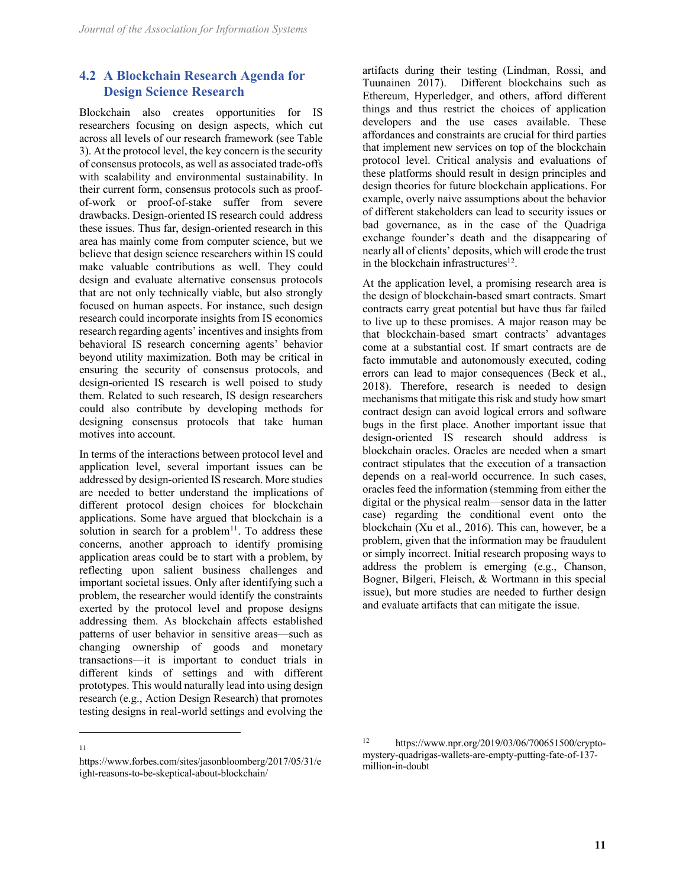### 4.2 A Blockchain Research Agenda for Design Science Research

Blockchain also creates opportunities for IS researchers focusing on design aspects, which cut across all levels of our research framework (see Table 3). At the protocol level, the key concern is the security of consensus protocols, as well as associated trade-offs with scalability and environmental sustainability. In their current form, consensus protocols such as proof-of-work or proof-of-stake suffer from severe drawbacks. Design-oriented IS research could address these issues. Thus far, design-oriented research in this area has mainly come from computer science, but we believe that design science researchers within IS could make valuable contributions as well. They could design and evaluate alternative consensus protocols that are not only technically viable, but also strongly focused on human aspects. For instance, such design research could incorporate insights from IS economics research regarding agents' incentives and insights from behavioral IS research concerning agents' behavior beyond utility maximization. Both may be critical in ensuring the security of consensus protocols, and design-oriented IS research is well poised to study them. Related to such research, IS design researchers could also contribute by developing methods for designing consensus protocols that take human motives into account.

In terms of the interactions between protocol level and application level, several important issues can be addressed by design-oriented IS research. More studies are needed to better understand the implications of different protocol design choices for blockchain applications. Some have argued that blockchain is a solution in search for a problem[11]. To address these concerns, another approach to identify promising application areas could be to start with a problem, by reflecting upon salient business challenges and important societal issues. Only after identifying such a problem, the researcher would identify the constraints exerted by the protocol level and propose designs addressing them. As blockchain affects established patterns of user behavior in sensitive areas—such as changing ownership of goods and monetary transactions—it is important to conduct trials in different kinds of settings and with different prototypes. This would naturally lead into using design research (e.g., Action Design Research) that promotes testing designs in real-world settings and evolving the artifacts during their testing (Lindman, Rossi, and Tuunainen 2017). Different blockchains such as Ethereum, Hyperledger, and others, afford different things and thus restrict the choices of application developers and the use cases available. These affordances and constraints are crucial for third parties that implement new services on top of the blockchain protocol level. Critical analysis and evaluations of these platforms should result in design principles and design theories for future blockchain applications. For example, overly naive assumptions about the behavior of different stakeholders can lead to security issues or bad governance, as in the case of the Quadriga exchange founder's death and the disappearing of nearly all of clients' deposits, which will erode the trust in the blockchain infrastructures[12].

At the application level, a promising research area is the design of blockchain-based smart contracts. Smart contracts carry great potential but have thus far failed to live up to these promises. A major reason may be that blockchain-based smart contracts' advantages come at a substantial cost. If smart contracts are de facto immutable and autonomously executed, coding errors can lead to major consequences (Beck et al., 2018). Therefore, research is needed to design mechanisms that mitigate this risk and study how smart contract design can avoid logical errors and software bugs in the first place. Another important issue that design-oriented IS research should address is blockchain oracles. Oracles are needed when a smart contract stipulates that the execution of a transaction depends on a real-world occurrence. In such cases, oracles feed the information (stemming from either the digital or the physical realm—sensor data in the latter case) regarding the conditional event onto the blockchain (Xu et al., 2016). This can, however, be a problem, given that the information may be fraudulent or simply incorrect. Initial research proposing ways to address the problem is emerging (e.g., Chanson, Bogner, Bilgeri, Fleisch, & Wortmann in this special issue), but more studies are needed to further design and evaluate artifacts that can mitigate the issue.

---

[11] https://www.forbes.com/sites/jasonbloomberg/2017/05/31/eight-reasons-to-be-skeptical-about-blockchain/

[12] https://www.npr.org/2019/03/06/700651500/crypto-mystery-quadrigas-wallets-are-empty-putting-fate-of-137-million-in-doubt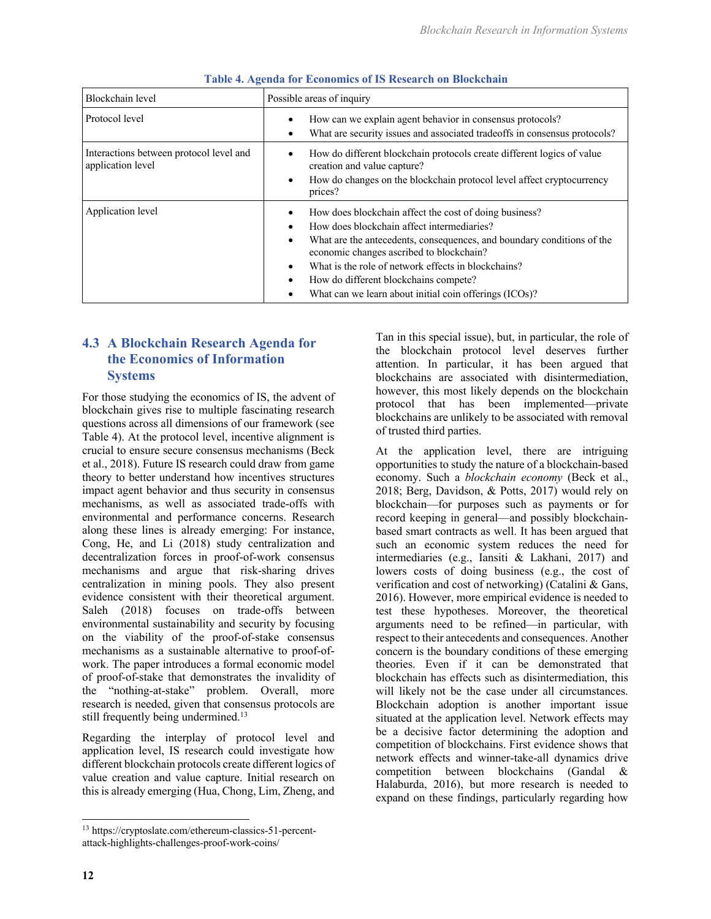**Table 4. Agenda for Economics of IS Research on Blockchain**

| Blockchain level | Possible areas of inquiry |
|---|---|
| Protocol level | • How can we explain agent behavior in consensus protocols?<br>• What are security issues and associated tradeoffs in consensus protocols? |
| Interactions between protocol level and application level | • How do different blockchain protocols create different logics of value creation and value capture?<br>• How do changes on the blockchain protocol level affect cryptocurrency prices? |
| Application level | • How does blockchain affect the cost of doing business?<br>• How does blockchain affect intermediaries?<br>• What are the antecedents, consequences, and boundary conditions of the economic changes ascribed to blockchain?<br>• What is the role of network effects in blockchains?<br>• How do different blockchains compete?<br>• What can we learn about initial coin offerings (ICOs)? |

## 4.3 A Blockchain Research Agenda for the Economics of Information Systems

For those studying the economics of IS, the advent of blockchain gives rise to multiple fascinating research questions across all dimensions of our framework (see Table 4). At the protocol level, incentive alignment is crucial to ensure secure consensus mechanisms (Beck et al., 2018). Future IS research could draw from game theory to better understand how incentives structures impact agent behavior and thus security in consensus mechanisms, as well as associated trade-offs with environmental and performance concerns. Research along these lines is already emerging: For instance, Cong, He, and Li (2018) study centralization and decentralization forces in proof-of-work consensus mechanisms and argue that risk-sharing drives centralization in mining pools. They also present evidence consistent with their theoretical argument. Saleh (2018) focuses on trade-offs between environmental sustainability and security by focusing on the viability of the proof-of-stake consensus mechanisms as a sustainable alternative to proof-of-work. The paper introduces a formal economic model of proof-of-stake that demonstrates the invalidity of the "nothing-at-stake" problem. Overall, more research is needed, given that consensus protocols are still frequently being undermined.[13]

Regarding the interplay of protocol level and application level, IS research could investigate how different blockchain protocols create different logics of value creation and value capture. Initial research on this is already emerging (Hua, Chong, Lim, Zheng, and Tan in this special issue), but, in particular, the role of the blockchain protocol level deserves further attention. In particular, it has been argued that blockchains are associated with disintermediation, however, this most likely depends on the blockchain protocol that has been implemented—private blockchains are unlikely to be associated with removal of trusted third parties.

At the application level, there are intriguing opportunities to study the nature of a blockchain-based economy. Such a *blockchain economy* (Beck et al., 2018; Berg, Davidson, & Potts, 2017) would rely on blockchain—for purposes such as payments or for record keeping in general—and possibly blockchain-based smart contracts as well. It has been argued that such an economic system reduces the need for intermediaries (e.g., Iansiti & Lakhani, 2017) and lowers costs of doing business (e.g., the cost of verification and cost of networking) (Catalini & Gans, 2016). However, more empirical evidence is needed to test these hypotheses. Moreover, the theoretical arguments need to be refined—in particular, with respect to their antecedents and consequences. Another concern is the boundary conditions of these emerging theories. Even if it can be demonstrated that blockchain has effects such as disintermediation, this will likely not be the case under all circumstances. Blockchain adoption is another important issue situated at the application level. Network effects may be a decisive factor determining the adoption and competition of blockchains. First evidence shows that network effects and winner-take-all dynamics drive competition between blockchains (Gandal & Halaburda, 2016), but more research is needed to expand on these findings, particularly regarding how

---

[13] https://cryptoslate.com/ethereum-classics-51-percent-attack-highlights-challenges-proof-work-coins/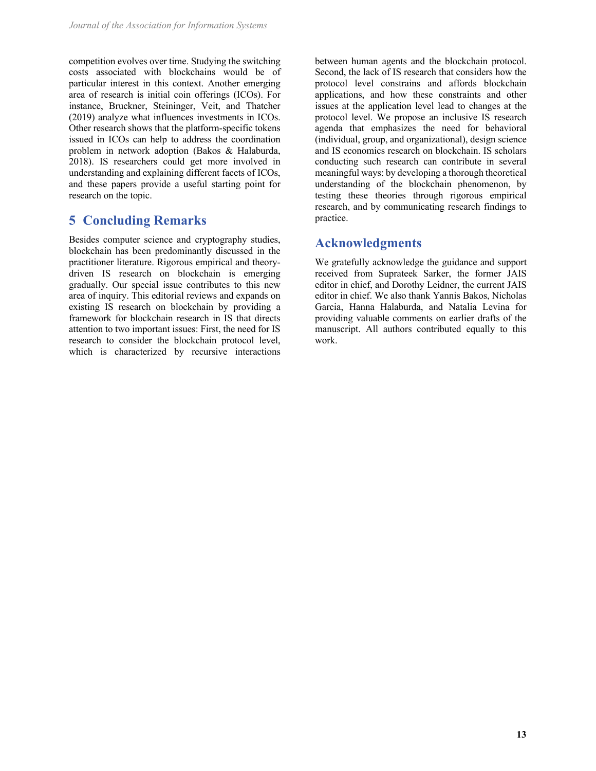competition evolves over time. Studying the switching costs associated with blockchains would be of particular interest in this context. Another emerging area of research is initial coin offerings (ICOs). For instance, Bruckner, Steininger, Veit, and Thatcher (2019) analyze what influences investments in ICOs. Other research shows that the platform-specific tokens issued in ICOs can help to address the coordination problem in network adoption (Bakos & Halaburda, 2018). IS researchers could get more involved in understanding and explaining different facets of ICOs, and these papers provide a useful starting point for research on the topic.

## 5 Concluding Remarks

Besides computer science and cryptography studies, blockchain has been predominantly discussed in the practitioner literature. Rigorous empirical and theory-driven IS research on blockchain is emerging gradually. Our special issue contributes to this new area of inquiry. This editorial reviews and expands on existing IS research on blockchain by providing a framework for blockchain research in IS that directs attention to two important issues: First, the need for IS research to consider the blockchain protocol level, which is characterized by recursive interactions between human agents and the blockchain protocol. Second, the lack of IS research that considers how the protocol level constrains and affords blockchain applications, and how these constraints and other issues at the application level lead to changes at the protocol level. We propose an inclusive IS research agenda that emphasizes the need for behavioral (individual, group, and organizational), design science and IS economics research on blockchain. IS scholars conducting such research can contribute in several meaningful ways: by developing a thorough theoretical understanding of the blockchain phenomenon, by testing these theories through rigorous empirical research, and by communicating research findings to practice.

## Acknowledgments

We gratefully acknowledge the guidance and support received from Suprateek Sarker, the former JAIS editor in chief, and Dorothy Leidner, the current JAIS editor in chief. We also thank Yannis Bakos, Nicholas Garcia, Hanna Halaburda, and Natalia Levina for providing valuable comments on earlier drafts of the manuscript. All authors contributed equally to this work.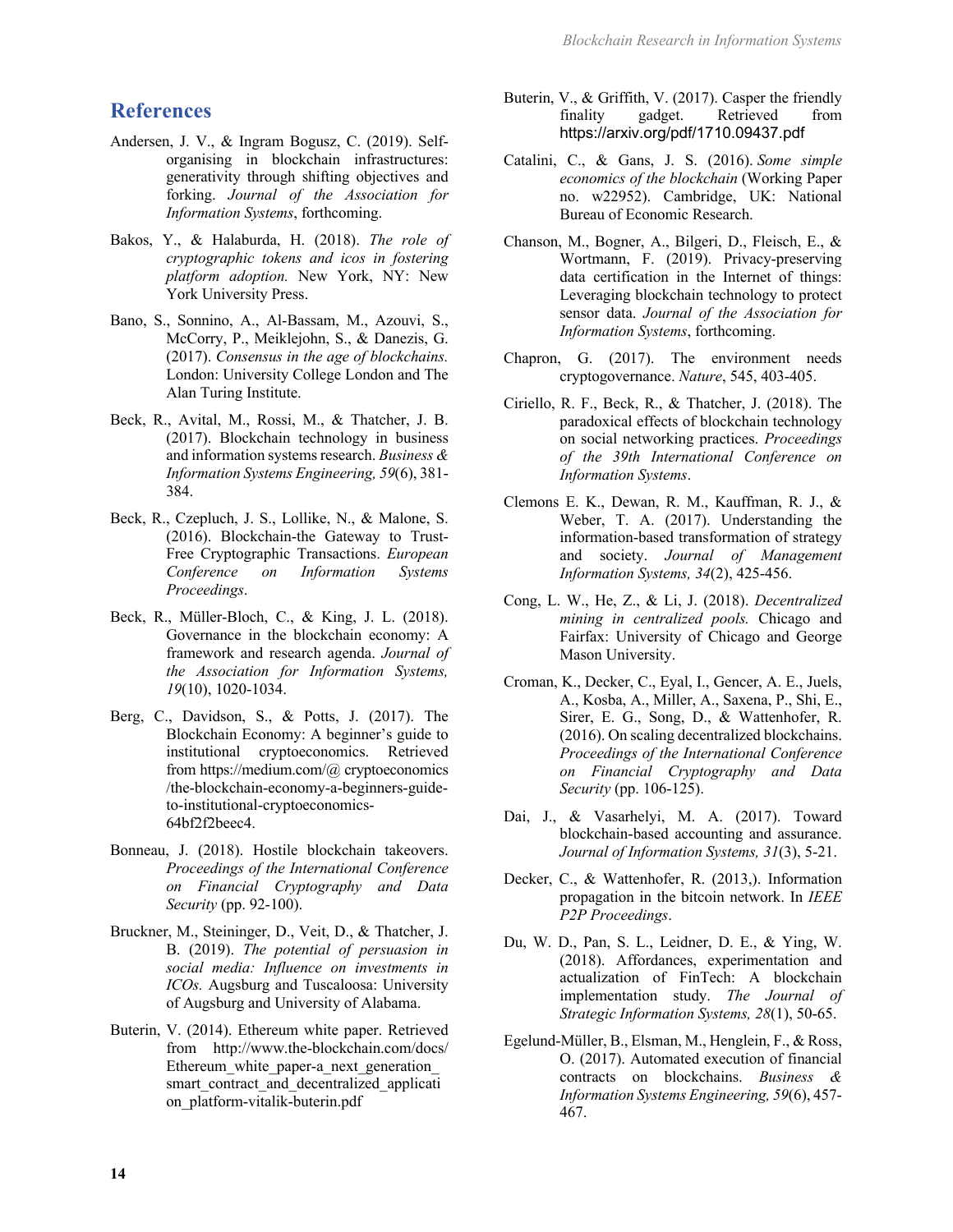## References

Andersen, J. V., & Ingram Bogusz, C. (2019). Self-organising in blockchain infrastructures: generativity through shifting objectives and forking. *Journal of the Association for Information Systems*, forthcoming.

Bakos, Y., & Halaburda, H. (2018). *The role of cryptographic tokens and icos in fostering platform adoption.* New York, NY: New York University Press.

Bano, S., Sonnino, A., Al-Bassam, M., Azouvi, S., McCorry, P., Meiklejohn, S., & Danezis, G. (2017). *Consensus in the age of blockchains.* London: University College London and The Alan Turing Institute.

Beck, R., Avital, M., Rossi, M., & Thatcher, J. B. (2017). Blockchain technology in business and information systems research. *Business & Information Systems Engineering, 59*(6), 381-384.

Beck, R., Czepluch, J. S., Lollike, N., & Malone, S. (2016). Blockchain-the Gateway to Trust-Free Cryptographic Transactions. *European Conference on Information Systems Proceedings*.

Beck, R., Müller-Bloch, C., & King, J. L. (2018). Governance in the blockchain economy: A framework and research agenda. *Journal of the Association for Information Systems, 19*(10), 1020-1034.

Berg, C., Davidson, S., & Potts, J. (2017). The Blockchain Economy: A beginner's guide to institutional cryptoeconomics. Retrieved from https://medium.com/@ cryptoeconomics /the-blockchain-economy-a-beginners-guide-to-institutional-cryptoeconomics-64bf2f2beec4.

Bonneau, J. (2018). Hostile blockchain takeovers. *Proceedings of the International Conference on Financial Cryptography and Data Security* (pp. 92-100).

Bruckner, M., Steininger, D., Veit, D., & Thatcher, J. B. (2019). *The potential of persuasion in social media: Influence on investments in ICOs.* Augsburg and Tuscaloosa: University of Augsburg and University of Alabama.

Buterin, V. (2014). Ethereum white paper. Retrieved from http://www.the-blockchain.com/docs/ Ethereum_white_paper-a_next_generation_ smart_contract_and_decentralized_applicati on_platform-vitalik-buterin.pdf

Buterin, V., & Griffith, V. (2017). Casper the friendly finality gadget. Retrieved from https://arxiv.org/pdf/1710.09437.pdf

Catalini, C., & Gans, J. S. (2016). *Some simple economics of the blockchain* (Working Paper no. w22952). Cambridge, UK: National Bureau of Economic Research.

Chanson, M., Bogner, A., Bilgeri, D., Fleisch, E., & Wortmann, F. (2019). Privacy-preserving data certification in the Internet of things: Leveraging blockchain technology to protect sensor data. *Journal of the Association for Information Systems*, forthcoming.

Chapron, G. (2017). The environment needs cryptogovernance. *Nature*, 545, 403-405.

Ciriello, R. F., Beck, R., & Thatcher, J. (2018). The paradoxical effects of blockchain technology on social networking practices. *Proceedings of the 39th International Conference on Information Systems*.

Clemons E. K., Dewan, R. M., Kauffman, R. J., & Weber, T. A. (2017). Understanding the information-based transformation of strategy and society. *Journal of Management Information Systems, 34*(2), 425-456.

Cong, L. W., He, Z., & Li, J. (2018). *Decentralized mining in centralized pools.* Chicago and Fairfax: University of Chicago and George Mason University.

Croman, K., Decker, C., Eyal, I., Gencer, A. E., Juels, A., Kosba, A., Miller, A., Saxena, P., Shi, E., Sirer, E. G., Song, D., & Wattenhofer, R. (2016). On scaling decentralized blockchains. *Proceedings of the International Conference on Financial Cryptography and Data Security* (pp. 106-125).

Dai, J., & Vasarhelyi, M. A. (2017). Toward blockchain-based accounting and assurance. *Journal of Information Systems, 31*(3), 5-21.

Decker, C., & Wattenhofer, R. (2013,). Information propagation in the bitcoin network. In *IEEE P2P Proceedings*.

Du, W. D., Pan, S. L., Leidner, D. E., & Ying, W. (2018). Affordances, experimentation and actualization of FinTech: A blockchain implementation study. *The Journal of Strategic Information Systems, 28*(1), 50-65.

Egelund-Müller, B., Elsman, M., Henglein, F., & Ross, O. (2017). Automated execution of financial contracts on blockchains. *Business & Information Systems Engineering, 59*(6), 457-467.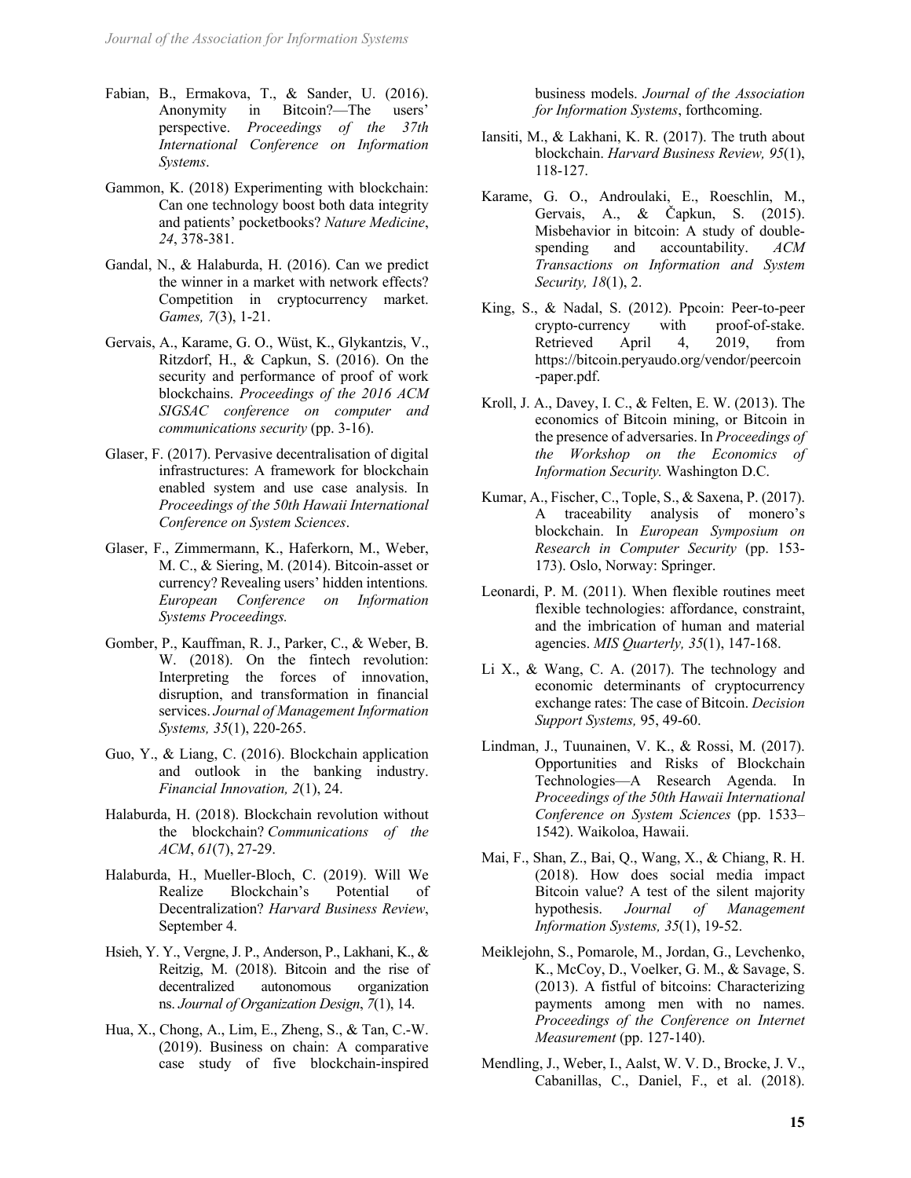Fabian, B., Ermakova, T., & Sander, U. (2016). Anonymity in Bitcoin?—The users' perspective. *Proceedings of the 37th International Conference on Information Systems*.

Gammon, K. (2018) Experimenting with blockchain: Can one technology boost both data integrity and patients' pocketbooks? *Nature Medicine*, *24*, 378-381.

Gandal, N., & Halaburda, H. (2016). Can we predict the winner in a market with network effects? Competition in cryptocurrency market. *Games, 7*(3), 1-21.

Gervais, A., Karame, G. O., Wüst, K., Glykantzis, V., Ritzdorf, H., & Capkun, S. (2016). On the security and performance of proof of work blockchains. *Proceedings of the 2016 ACM SIGSAC conference on computer and communications security* (pp. 3-16).

Glaser, F. (2017). Pervasive decentralisation of digital infrastructures: A framework for blockchain enabled system and use case analysis. In *Proceedings of the 50th Hawaii International Conference on System Sciences*.

Glaser, F., Zimmermann, K., Haferkorn, M., Weber, M. C., & Siering, M. (2014). Bitcoin-asset or currency? Revealing users' hidden intentions*. European Conference on Information Systems Proceedings.*

Gomber, P., Kauffman, R. J., Parker, C., & Weber, B. W. (2018). On the fintech revolution: Interpreting the forces of innovation, disruption, and transformation in financial services. *Journal of Management Information Systems, 35*(1), 220-265.

Guo, Y., & Liang, C. (2016). Blockchain application and outlook in the banking industry. *Financial Innovation, 2*(1), 24.

Halaburda, H. (2018). Blockchain revolution without the blockchain? *Communications of the ACM*, *61*(7), 27-29.

Halaburda, H., Mueller-Bloch, C. (2019). Will We Realize Blockchain's Potential of Decentralization? *Harvard Business Review*, September 4.

Hsieh, Y. Y., Vergne, J. P., Anderson, P., Lakhani, K., & Reitzig, M. (2018). Bitcoin and the rise of decentralized autonomous organization ns. *Journal of Organization Design*, *7*(1), 14.

Hua, X., Chong, A., Lim, E., Zheng, S., & Tan, C.-W. (2019). Business on chain: A comparative case study of five blockchain-inspired business models. *Journal of the Association for Information Systems*, forthcoming.

Iansiti, M., & Lakhani, K. R. (2017). The truth about blockchain. *Harvard Business Review, 95*(1), 118-127.

Karame, G. O., Androulaki, E., Roeschlin, M., Gervais, A., & Čapkun, S. (2015). Misbehavior in bitcoin: A study of double-spending and accountability. *ACM Transactions on Information and System Security, 18*(1), 2.

King, S., & Nadal, S. (2012). Ppcoin: Peer-to-peer crypto-currency with proof-of-stake. Retrieved April 4, 2019, from https://bitcoin.peryaudo.org/vendor/peercoin-paper.pdf.

Kroll, J. A., Davey, I. C., & Felten, E. W. (2013). The economics of Bitcoin mining, or Bitcoin in the presence of adversaries. In *Proceedings of the Workshop on the Economics of Information Security.* Washington D.C.

Kumar, A., Fischer, C., Tople, S., & Saxena, P. (2017). A traceability analysis of monero's blockchain. In *European Symposium on Research in Computer Security* (pp. 153-173). Oslo, Norway: Springer.

Leonardi, P. M. (2011). When flexible routines meet flexible technologies: affordance, constraint, and the imbrication of human and material agencies. *MIS Quarterly, 35*(1), 147-168.

Li X., & Wang, C. A. (2017). The technology and economic determinants of cryptocurrency exchange rates: The case of Bitcoin. *Decision Support Systems,* 95, 49-60.

Lindman, J., Tuunainen, V. K., & Rossi, M. (2017). Opportunities and Risks of Blockchain Technologies—A Research Agenda. In *Proceedings of the 50th Hawaii International Conference on System Sciences* (pp. 1533–1542). Waikoloa, Hawaii.

Mai, F., Shan, Z., Bai, Q., Wang, X., & Chiang, R. H. (2018). How does social media impact Bitcoin value? A test of the silent majority hypothesis. *Journal of Management Information Systems, 35*(1), 19-52.

Meiklejohn, S., Pomarole, M., Jordan, G., Levchenko, K., McCoy, D., Voelker, G. M., & Savage, S. (2013). A fistful of bitcoins: Characterizing payments among men with no names. *Proceedings of the Conference on Internet Measurement* (pp. 127-140).

Mendling, J., Weber, I., Aalst, W. V. D., Brocke, J. V., Cabanillas, C., Daniel, F., et al. (2018).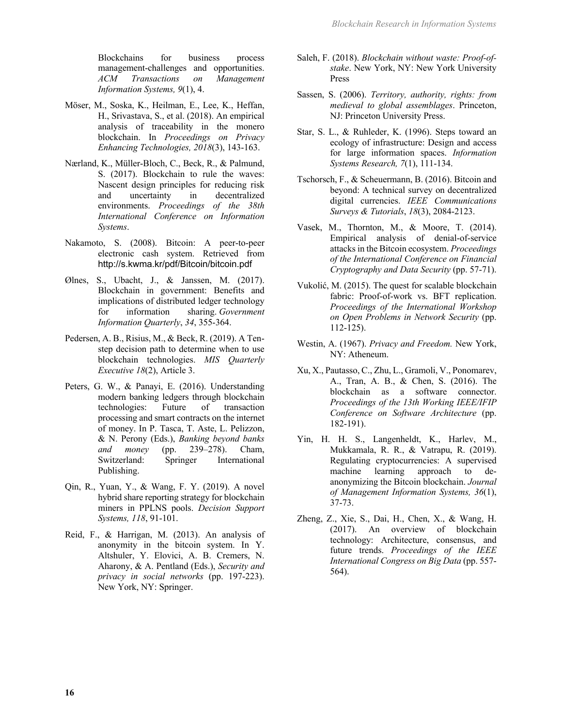Blockchains for business process management-challenges and opportunities. *ACM Transactions on Management Information Systems, 9*(1), 4.

Möser, M., Soska, K., Heilman, E., Lee, K., Heffan, H., Srivastava, S., et al. (2018). An empirical analysis of traceability in the monero blockchain. In *Proceedings on Privacy Enhancing Technologies, 2018*(3), 143-163.

Nærland, K., Müller-Bloch, C., Beck, R., & Palmund, S. (2017). Blockchain to rule the waves: Nascent design principles for reducing risk and uncertainty in decentralized environments. *Proceedings of the 38th International Conference on Information Systems*.

Nakamoto, S. (2008). Bitcoin: A peer-to-peer electronic cash system. Retrieved from http://s.kwma.kr/pdf/Bitcoin/bitcoin.pdf

Ølnes, S., Ubacht, J., & Janssen, M. (2017). Blockchain in government: Benefits and implications of distributed ledger technology for information sharing. *Government Information Quarterly*, *34*, 355-364.

Pedersen, A. B., Risius, M., & Beck, R. (2019). A Ten-step decision path to determine when to use blockchain technologies. *MIS Quarterly Executive 18*(2), Article 3.

Peters, G. W., & Panayi, E. (2016). Understanding modern banking ledgers through blockchain technologies: Future of transaction processing and smart contracts on the internet of money. In P. Tasca, T. Aste, L. Pelizzon, & N. Perony (Eds.), *Banking beyond banks and money* (pp. 239–278). Cham, Switzerland: Springer International Publishing.

Qin, R., Yuan, Y., & Wang, F. Y. (2019). A novel hybrid share reporting strategy for blockchain miners in PPLNS pools. *Decision Support Systems, 118*, 91-101.

Reid, F., & Harrigan, M. (2013). An analysis of anonymity in the bitcoin system. In Y. Altshuler, Y. Elovici, A. B. Cremers, N. Aharony, & A. Pentland (Eds.), *Security and privacy in social networks* (pp. 197-223). New York, NY: Springer.

Saleh, F. (2018). *Blockchain without waste: Proof-of-stake*. New York, NY: New York University Press

Sassen, S. (2006). *Territory, authority, rights: from medieval to global assemblages*. Princeton, NJ: Princeton University Press.

Star, S. L., & Ruhleder, K. (1996). Steps toward an ecology of infrastructure: Design and access for large information spaces. *Information Systems Research, 7*(1), 111-134.

Tschorsch, F., & Scheuermann, B. (2016). Bitcoin and beyond: A technical survey on decentralized digital currencies. *IEEE Communications Surveys & Tutorials*, *18*(3), 2084-2123.

Vasek, M., Thornton, M., & Moore, T. (2014). Empirical analysis of denial-of-service attacks in the Bitcoin ecosystem. *Proceedings of the International Conference on Financial Cryptography and Data Security* (pp. 57-71).

Vukolić, M. (2015). The quest for scalable blockchain fabric: Proof-of-work vs. BFT replication. *Proceedings of the International Workshop on Open Problems in Network Security* (pp. 112-125).

Westin, A. (1967). *Privacy and Freedom.* New York, NY: Atheneum.

Xu, X., Pautasso, C., Zhu, L., Gramoli, V., Ponomarev, A., Tran, A. B., & Chen, S. (2016). The blockchain as a software connector. *Proceedings of the 13th Working IEEE/IFIP Conference on Software Architecture* (pp. 182-191).

Yin, H. H. S., Langenheldt, K., Harlev, M., Mukkamala, R. R., & Vatrapu, R. (2019). Regulating cryptocurrencies: A supervised machine learning approach to de-anonymizing the Bitcoin blockchain. *Journal of Management Information Systems, 36*(1), 37-73.

Zheng, Z., Xie, S., Dai, H., Chen, X., & Wang, H. (2017). An overview of blockchain technology: Architecture, consensus, and future trends. *Proceedings of the IEEE International Congress on Big Data* (pp. 557-564).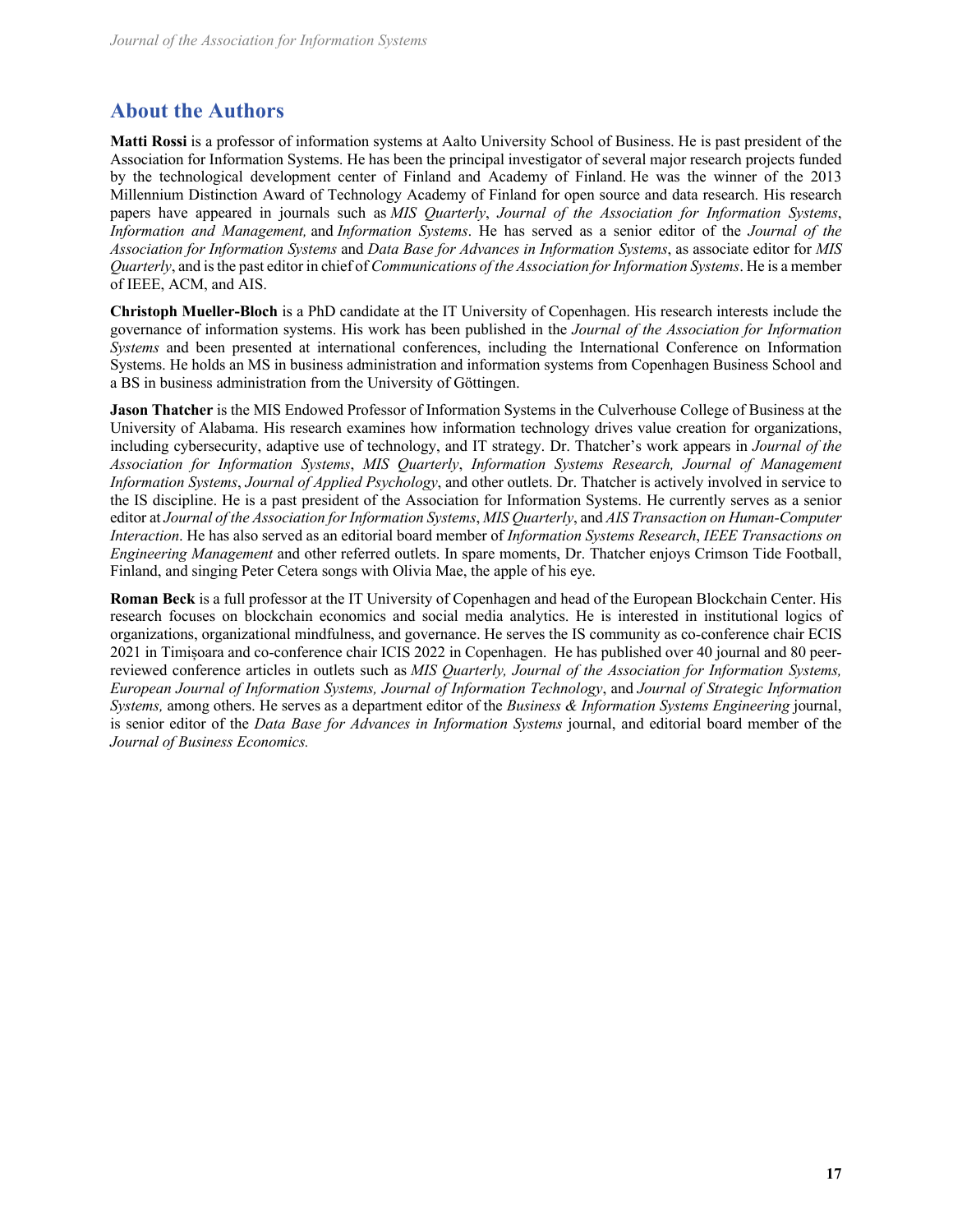## About the Authors

**Matti Rossi** is a professor of information systems at Aalto University School of Business. He is past president of the Association for Information Systems. He has been the principal investigator of several major research projects funded by the technological development center of Finland and Academy of Finland. He was the winner of the 2013 Millennium Distinction Award of Technology Academy of Finland for open source and data research. His research papers have appeared in journals such as *MIS Quarterly*, *Journal of the Association for Information Systems*, *Information and Management,* and *Information Systems*. He has served as a senior editor of the *Journal of the Association for Information Systems* and *Data Base for Advances in Information Systems*, as associate editor for *MIS Quarterly*, and is the past editor in chief of *Communications of the Association for Information Systems*. He is a member of IEEE, ACM, and AIS.

**Christoph Mueller-Bloch** is a PhD candidate at the IT University of Copenhagen. His research interests include the governance of information systems. His work has been published in the *Journal of the Association for Information Systems* and been presented at international conferences, including the International Conference on Information Systems. He holds an MS in business administration and information systems from Copenhagen Business School and a BS in business administration from the University of Göttingen.

**Jason Thatcher** is the MIS Endowed Professor of Information Systems in the Culverhouse College of Business at the University of Alabama. His research examines how information technology drives value creation for organizations, including cybersecurity, adaptive use of technology, and IT strategy. Dr. Thatcher's work appears in *Journal of the Association for Information Systems*, *MIS Quarterly*, *Information Systems Research, Journal of Management Information Systems*, *Journal of Applied Psychology*, and other outlets. Dr. Thatcher is actively involved in service to the IS discipline. He is a past president of the Association for Information Systems. He currently serves as a senior editor at *Journal of the Association for Information Systems*, *MIS Quarterly*, and *AIS Transaction on Human-Computer Interaction*. He has also served as an editorial board member of *Information Systems Research*, *IEEE Transactions on Engineering Management* and other referred outlets. In spare moments, Dr. Thatcher enjoys Crimson Tide Football, Finland, and singing Peter Cetera songs with Olivia Mae, the apple of his eye.

**Roman Beck** is a full professor at the IT University of Copenhagen and head of the European Blockchain Center. His research focuses on blockchain economics and social media analytics. He is interested in institutional logics of organizations, organizational mindfulness, and governance. He serves the IS community as co-conference chair ECIS 2021 in Timişoara and co-conference chair ICIS 2022 in Copenhagen. He has published over 40 journal and 80 peer-reviewed conference articles in outlets such as *MIS Quarterly, Journal of the Association for Information Systems, European Journal of Information Systems, Journal of Information Technology*, and *Journal of Strategic Information Systems,* among others. He serves as a department editor of the *Business & Information Systems Engineering* journal, is senior editor of the *Data Base for Advances in Information Systems* journal, and editorial board member of the *Journal of Business Economics.*